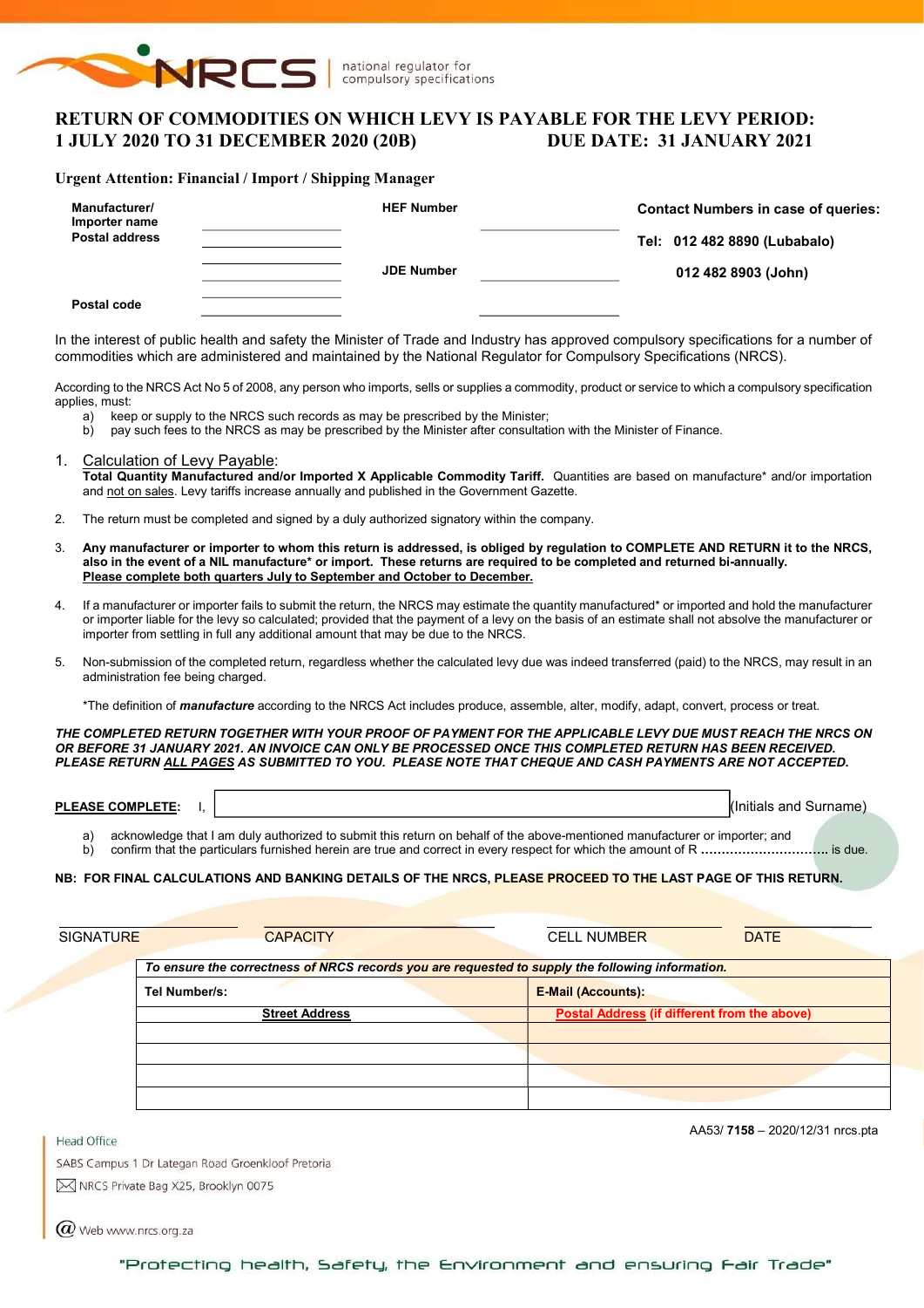NRCS | national regulator for compulsory specifications

# RETURN OF COMMODITIES ON WHICH LEVY IS PAYABLE FOR THE LEVY PERIOD: 1 JULY 2020 TO 31 DECEMBER 2020 (20B) DUE DATE: 31 JANUARY 2021

**Urgent Attention: Financial / Import / Shipping Manager**

| | | | | |
|---|---|---|---|---|
| **Manufacturer/ Importer name Postal address** | | **HEF Number** | | **Contact Numbers in case of queries:** |
| | | | | **Tel: 012 482 8890 (Lubabalo)** |
| | | **JDE Number** | | **012 482 8903 (John)** |
| **Postal code** | | | | |

In the interest of public health and safety the Minister of Trade and Industry has approved compulsory specifications for a number of commodities which are administered and maintained by the National Regulator for Compulsory Specifications (NRCS).

According to the NRCS Act No 5 of 2008, any person who imports, sells or supplies a commodity, product or service to which a compulsory specification applies, must:

a) keep or supply to the NRCS such records as may be prescribed by the Minister;
b) pay such fees to the NRCS as may be prescribed by the Minister after consultation with the Minister of Finance.

1. Calculation of Levy Payable:
   **Total Quantity Manufactured and/or Imported X Applicable Commodity Tariff.** Quantities are based on manufacture* and/or importation and not on sales. Levy tariffs increase annually and published in the Government Gazette.

2. The return must be completed and signed by a duly authorized signatory within the company.

3. **Any manufacturer or importer to whom this return is addressed, is obliged by regulation to COMPLETE AND RETURN it to the NRCS, also in the event of a NIL manufacture* or import. These returns are required to be completed and returned bi-annually.**
   **Please complete both quarters July to September and October to December.**

4. If a manufacturer or importer fails to submit the return, the NRCS may estimate the quantity manufactured* or imported and hold the manufacturer or importer liable for the levy so calculated; provided that the payment of a levy on the basis of an estimate shall not absolve the manufacturer or importer from settling in full any additional amount that may be due to the NRCS.

5. Non-submission of the completed return, regardless whether the calculated levy due was indeed transferred (paid) to the NRCS, may result in an administration fee being charged.

   *The definition of ***manufacture*** according to the NRCS Act includes produce, assemble, alter, modify, adapt, convert, process or treat.

***THE COMPLETED RETURN TOGETHER WITH YOUR PROOF OF PAYMENT FOR THE APPLICABLE LEVY DUE MUST REACH THE NRCS ON OR BEFORE 31 JANUARY 2021. AN INVOICE CAN ONLY BE PROCESSED ONCE THIS COMPLETED RETURN HAS BEEN RECEIVED. PLEASE RETURN ALL PAGES AS SUBMITTED TO YOU. PLEASE NOTE THAT CHEQUE AND CASH PAYMENTS ARE NOT ACCEPTED.***

**PLEASE COMPLETE:** I, ______________________________ (Initials and Surname)

a) acknowledge that I am duly authorized to submit this return on behalf of the above-mentioned manufacturer or importer; and
b) confirm that the particulars furnished herein are true and correct in every respect for which the amount of R .............................. is due.

**NB: FOR FINAL CALCULATIONS AND BANKING DETAILS OF THE NRCS, PLEASE PROCEED TO THE LAST PAGE OF THIS RETURN.**

| SIGNATURE | CAPACITY | CELL NUMBER | DATE |
|---|---|---|---|

| *To ensure the correctness of NRCS records you are requested to supply the following information.* | |
|---|---|
| **Tel Number/s:** | **E-Mail (Accounts):** |
| **Street Address** | **Postal Address (if different from the above)** |
| | |
| | |
| | |

AA53/ **7158** – 2020/12/31 nrcs.pta

Head Office
SABS Campus 1 Dr Lategan Road Groenkloof Pretoria
NRCS Private Bag X25, Brooklyn 0075
Web www.nrcs.org.za

"Protecting health, Safety, the Environment and ensuring Fair Trade"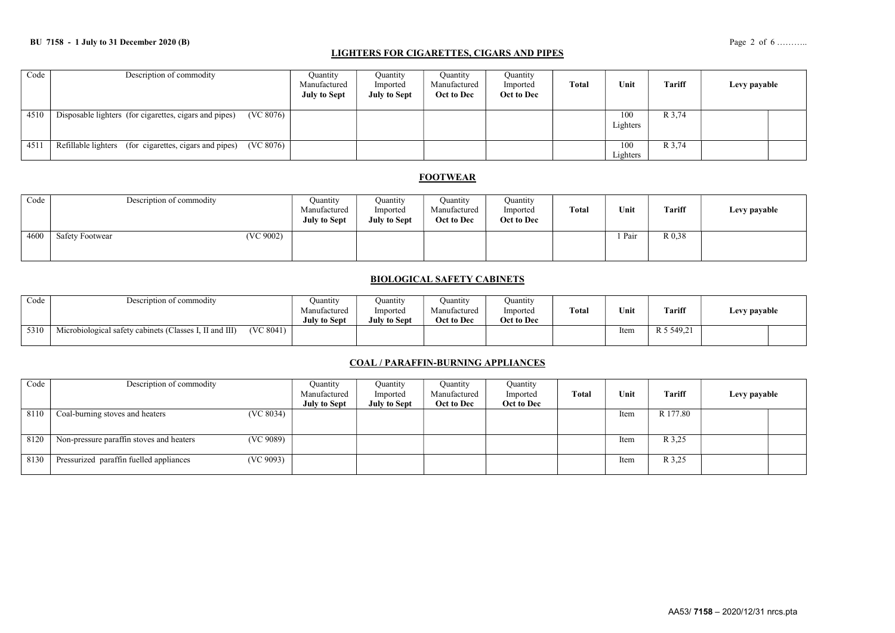## LIGHTERS FOR CIGARETTES, CIGARS AND PIPES

| Code | Description of commodity | Quantity Manufactured **July to Sept** | Quantity Imported **July to Sept** | Quantity Manufactured **Oct to Dec** | Quantity Imported **Oct to Dec** | **Total** | **Unit** | **Tariff** | **Levy payable** | |
|---|---|---|---|---|---|---|---|---|---|---|
| 4510 | Disposable lighters (for cigarettes, cigars and pipes) (VC 8076) | | | | | | 100 Lighters | R 3,74 | | |
| 4511 | Refillable lighters (for cigarettes, cigars and pipes) (VC 8076) | | | | | | 100 Lighters | R 3,74 | | |

## FOOTWEAR

| Code | Description of commodity | Quantity Manufactured **July to Sept** | Quantity Imported **July to Sept** | Quantity Manufactured **Oct to Dec** | Quantity Imported **Oct to Dec** | **Total** | **Unit** | **Tariff** | **Levy payable** |
|---|---|---|---|---|---|---|---|---|---|
| 4600 | Safety Footwear (VC 9002) | | | | | | 1 Pair | R 0,38 | |

## BIOLOGICAL SAFETY CABINETS

| Code | Description of commodity | Quantity Manufactured **July to Sept** | Quantity Imported **July to Sept** | Quantity Manufactured **Oct to Dec** | Quantity Imported **Oct to Dec** | **Total** | **Unit** | **Tariff** | **Levy payable** | |
|---|---|---|---|---|---|---|---|---|---|---|
| 5310 | Microbiological safety cabinets (Classes I, II and III) (VC 8041) | | | | | | Item | R 5 549,21 | | |

## COAL / PARAFFIN-BURNING APPLIANCES

| Code | Description of commodity | Quantity Manufactured **July to Sept** | Quantity Imported **July to Sept** | Quantity Manufactured **Oct to Dec** | Quantity Imported **Oct to Dec** | **Total** | **Unit** | **Tariff** | **Levy payable** | |
|---|---|---|---|---|---|---|---|---|---|---|
| 8110 | Coal-burning stoves and heaters (VC 8034) | | | | | | Item | R 177.80 | | |
| 8120 | Non-pressure paraffin stoves and heaters (VC 9089) | | | | | | Item | R 3,25 | | |
| 8130 | Pressurized paraffin fuelled appliances (VC 9093) | | | | | | Item | R 3,25 | | |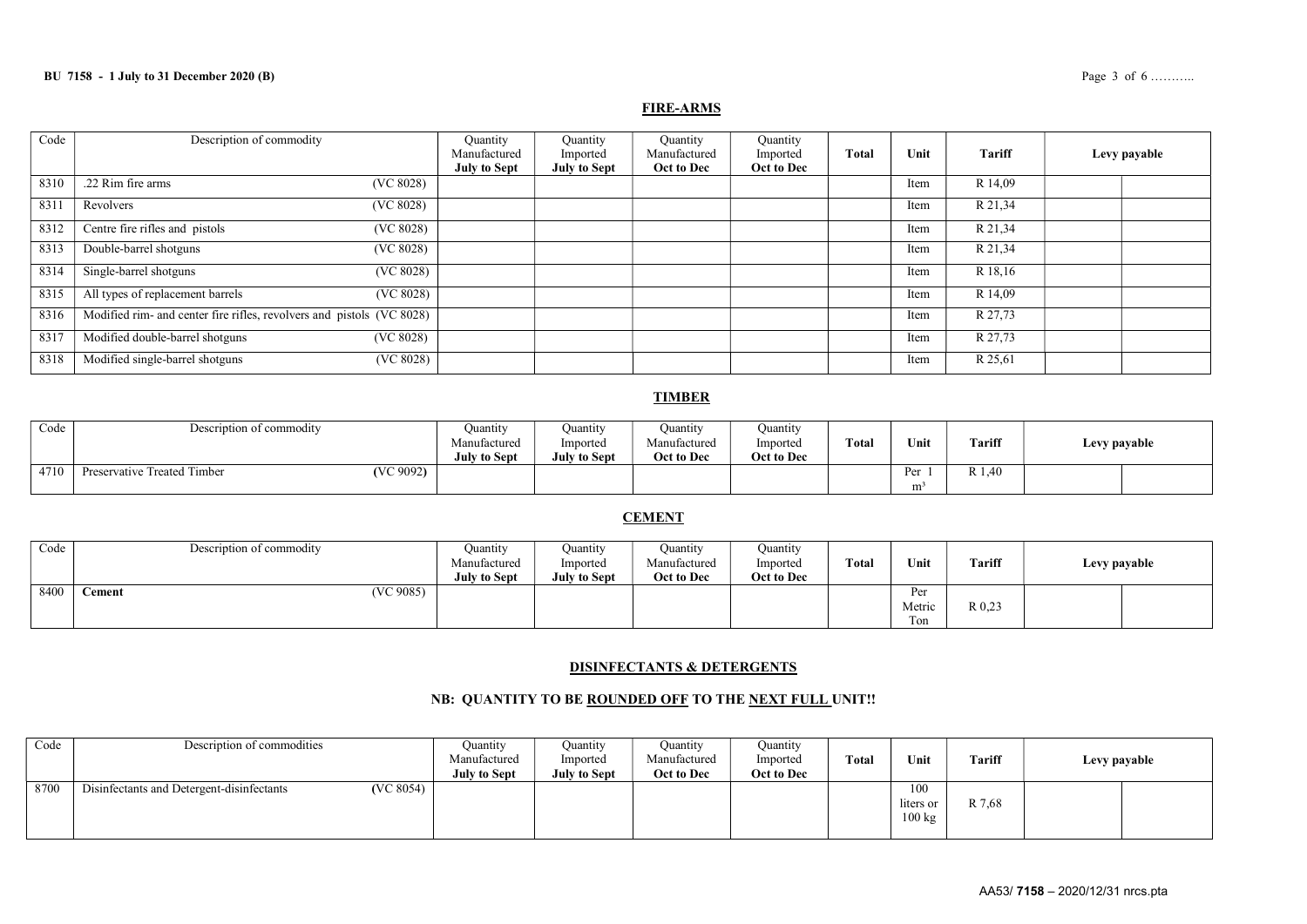## FIRE-ARMS

| Code | Description of commodity | | Quantity Manufactured **July to Sept** | Quantity Imported **July to Sept** | Quantity Manufactured **Oct to Dec** | Quantity Imported **Oct to Dec** | **Total** | **Unit** | **Tariff** | **Levy payable** | |
|---|---|---|---|---|---|---|---|---|---|---|---|
| 8310 | .22 Rim fire arms | (VC 8028) | | | | | | Item | R 14,09 | | |
| 8311 | Revolvers | (VC 8028) | | | | | | Item | R 21,34 | | |
| 8312 | Centre fire rifles and pistols | (VC 8028) | | | | | | Item | R 21,34 | | |
| 8313 | Double-barrel shotguns | (VC 8028) | | | | | | Item | R 21,34 | | |
| 8314 | Single-barrel shotguns | (VC 8028) | | | | | | Item | R 18,16 | | |
| 8315 | All types of replacement barrels | (VC 8028) | | | | | | Item | R 14,09 | | |
| 8316 | Modified rim- and center fire rifles, revolvers and pistols | (VC 8028) | | | | | | Item | R 27,73 | | |
| 8317 | Modified double-barrel shotguns | (VC 8028) | | | | | | Item | R 27,73 | | |
| 8318 | Modified single-barrel shotguns | (VC 8028) | | | | | | Item | R 25,61 | | |

## TIMBER

| Code | Description of commodity | | Quantity Manufactured **July to Sept** | Quantity Imported **July to Sept** | Quantity Manufactured **Oct to Dec** | Quantity Imported **Oct to Dec** | **Total** | **Unit** | **Tariff** | **Levy payable** | |
|---|---|---|---|---|---|---|---|---|---|---|---|
| 4710 | Preservative Treated Timber | **(**VC 9092**)** | | | | | | Per 1 $m^3$ | R 1,40 | | |

## CEMENT

| Code | Description of commodity | | Quantity Manufactured **July to Sept** | Quantity Imported **July to Sept** | Quantity Manufactured **Oct to Dec** | Quantity Imported **Oct to Dec** | **Total** | **Unit** | **Tariff** | **Levy payable** | |
|---|---|---|---|---|---|---|---|---|---|---|---|
| 8400 | **Cement** | (VC 9085) | | | | | | Per Metric Ton | R 0,23 | | |

## DISINFECTANTS & DETERGENTS

### NB: QUANTITY TO BE ROUNDED OFF TO THE NEXT FULL UNIT!!

| Code | Description of commodities | | Quantity Manufactured **July to Sept** | Quantity Imported **July to Sept** | Quantity Manufactured **Oct to Dec** | Quantity Imported **Oct to Dec** | **Total** | **Unit** | **Tariff** | **Levy payable** | |
|---|---|---|---|---|---|---|---|---|---|---|---|
| 8700 | Disinfectants and Detergent-disinfectants | **(**VC 8054) | | | | | | 100 liters or 100 kg | R 7,68 | | |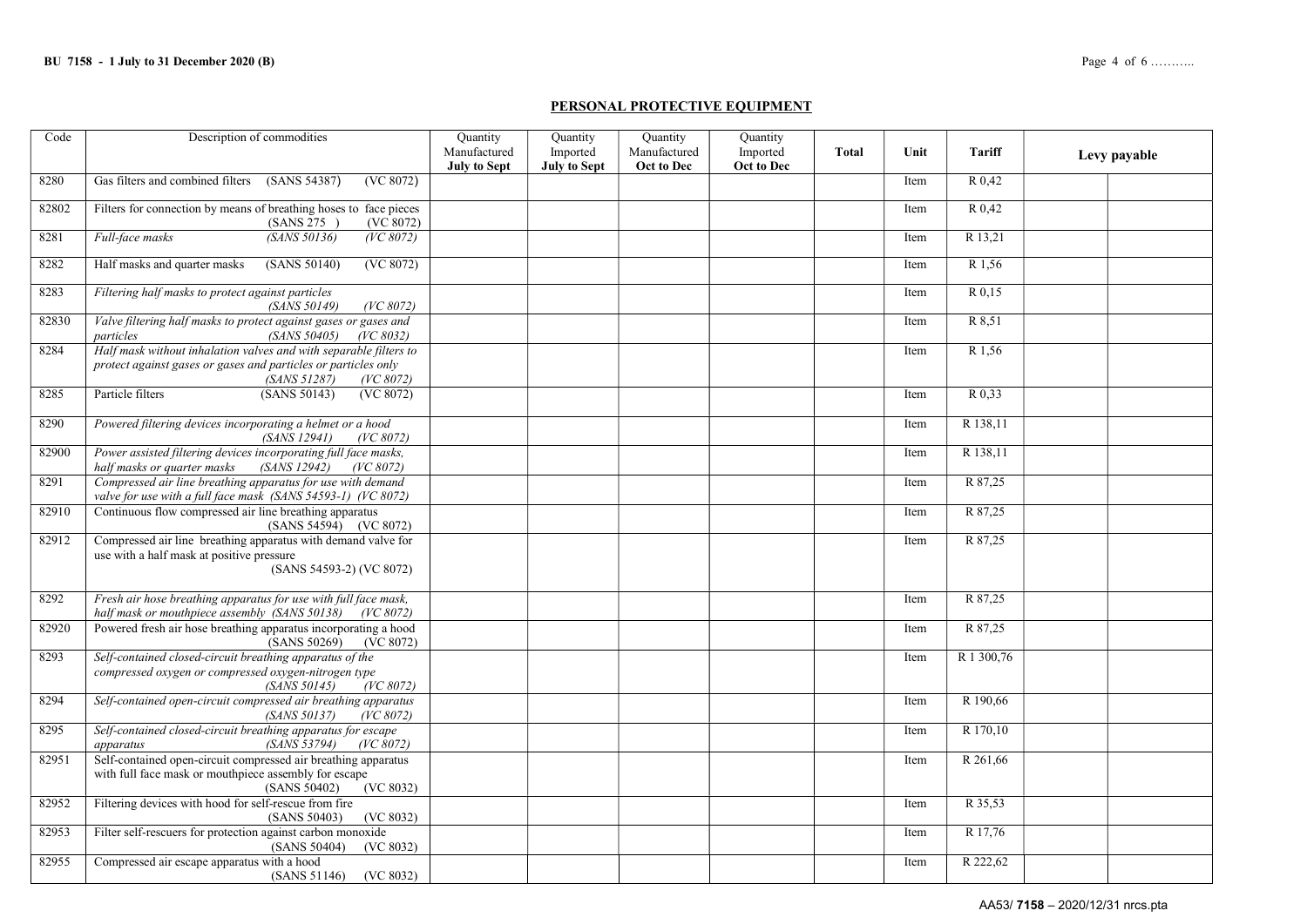## PERSONAL PROTECTIVE EQUIPMENT

| Code | Description of commodities | Quantity Manufactured **July to Sept** | Quantity Imported **July to Sept** | Quantity Manufactured **Oct to Dec** | Quantity Imported **Oct to Dec** | **Total** | Unit | Tariff | **Levy payable** | |
|---|---|---|---|---|---|---|---|---|---|---|
| 8280 | Gas filters and combined filters (SANS 54387) (VC 8072) | | | | | | Item | R 0,42 | | |
| 82802 | Filters for connection by means of breathing hoses to face pieces (SANS 275 ) (VC 8072) | | | | | | Item | R 0,42 | | |
| 8281 | *Full-face masks (SANS 50136) (VC 8072)* | | | | | | Item | R 13,21 | | |
| 8282 | Half masks and quarter masks (SANS 50140) (VC 8072) | | | | | | Item | R 1,56 | | |
| 8283 | *Filtering half masks to protect against particles (SANS 50149) (VC 8072)* | | | | | | Item | R 0,15 | | |
| 82830 | *Valve filtering half masks to protect against gases or gases and particles (SANS 50405) (VC 8032)* | | | | | | Item | R 8,51 | | |
| 8284 | *Half mask without inhalation valves and with separable filters to protect against gases or gases and particles or particles only (SANS 51287) (VC 8072)* | | | | | | Item | R 1,56 | | |
| 8285 | Particle filters (SANS 50143) (VC 8072) | | | | | | Item | R 0,33 | | |
| 8290 | *Powered filtering devices incorporating a helmet or a hood (SANS 12941) (VC 8072)* | | | | | | Item | R 138,11 | | |
| 82900 | *Power assisted filtering devices incorporating full face masks, half masks or quarter masks (SANS 12942) (VC 8072)* | | | | | | Item | R 138,11 | | |
| 8291 | *Compressed air line breathing apparatus for use with demand valve for use with a full face mask (SANS 54593-1) (VC 8072)* | | | | | | Item | R 87,25 | | |
| 82910 | Continuous flow compressed air line breathing apparatus (SANS 54594) (VC 8072) | | | | | | Item | R 87,25 | | |
| 82912 | Compressed air line breathing apparatus with demand valve for use with a half mask at positive pressure (SANS 54593-2) (VC 8072) | | | | | | Item | R 87,25 | | |
| 8292 | *Fresh air hose breathing apparatus for use with full face mask, half mask or mouthpiece assembly (SANS 50138) (VC 8072)* | | | | | | Item | R 87,25 | | |
| 82920 | Powered fresh air hose breathing apparatus incorporating a hood (SANS 50269) (VC 8072) | | | | | | Item | R 87,25 | | |
| 8293 | *Self-contained closed-circuit breathing apparatus of the compressed oxygen or compressed oxygen-nitrogen type (SANS 50145) (VC 8072)* | | | | | | Item | R 1 300,76 | | |
| 8294 | *Self-contained open-circuit compressed air breathing apparatus (SANS 50137) (VC 8072)* | | | | | | Item | R 190,66 | | |
| 8295 | *Self-contained closed-circuit breathing apparatus for escape apparatus (SANS 53794) (VC 8072)* | | | | | | Item | R 170,10 | | |
| 82951 | Self-contained open-circuit compressed air breathing apparatus with full face mask or mouthpiece assembly for escape (SANS 50402) (VC 8032) | | | | | | Item | R 261,66 | | |
| 82952 | Filtering devices with hood for self-rescue from fire (SANS 50403) (VC 8032) | | | | | | Item | R 35,53 | | |
| 82953 | Filter self-rescuers for protection against carbon monoxide (SANS 50404) (VC 8032) | | | | | | Item | R 17,76 | | |
| 82955 | Compressed air escape apparatus with a hood (SANS 51146) (VC 8032) | | | | | | Item | R 222,62 | | |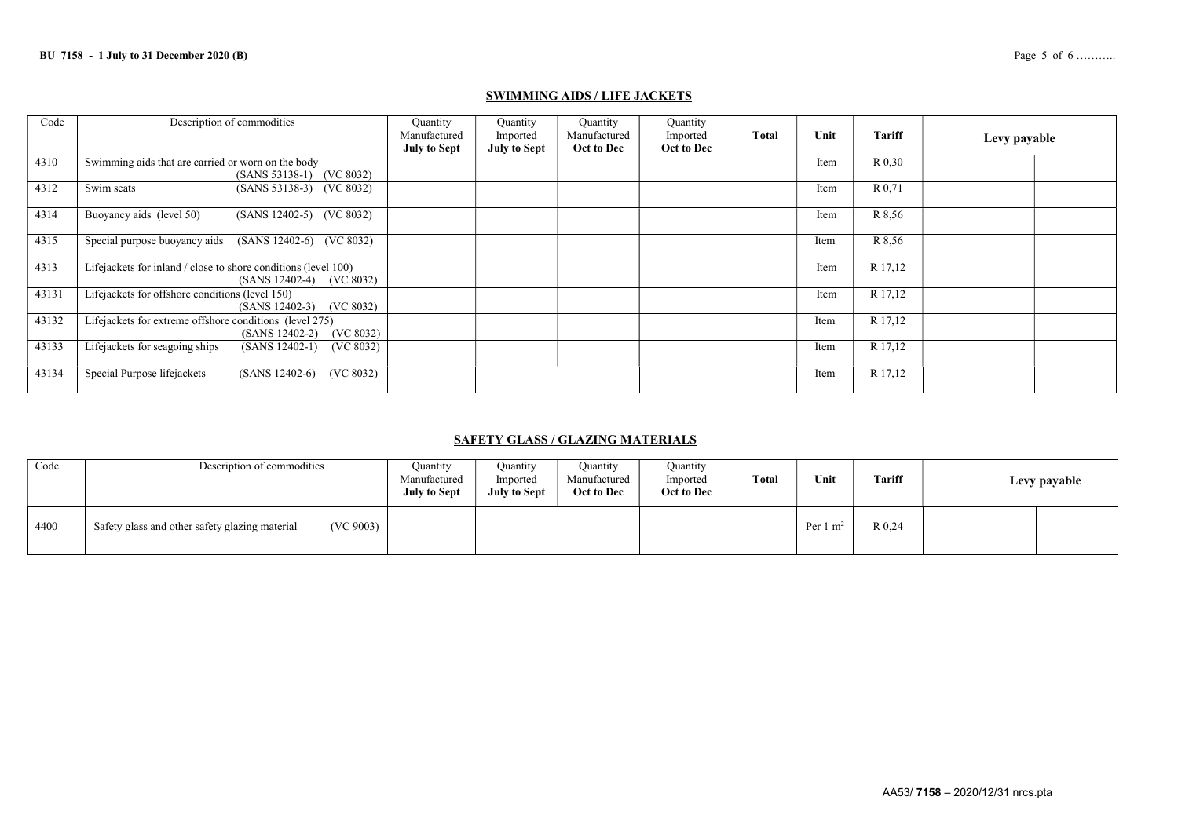## SWIMMING AIDS / LIFE JACKETS

| Code | Description of commodities | Quantity Manufactured **July to Sept** | Quantity Imported **July to Sept** | Quantity Manufactured **Oct to Dec** | Quantity Imported **Oct to Dec** | **Total** | **Unit** | **Tariff** | **Levy payable** | |
|---|---|---|---|---|---|---|---|---|---|---|
| 4310 | Swimming aids that are carried or worn on the body (SANS 53138-1) (VC 8032) | | | | | | Item | R 0,30 | | |
| 4312 | Swim seats (SANS 53138-3) (VC 8032) | | | | | | Item | R 0,71 | | |
| 4314 | Buoyancy aids (level 50) (SANS 12402-5) (VC 8032) | | | | | | Item | R 8,56 | | |
| 4315 | Special purpose buoyancy aids (SANS 12402-6) (VC 8032) | | | | | | Item | R 8,56 | | |
| 4313 | Lifejackets for inland / close to shore conditions (level 100) (SANS 12402-4) (VC 8032) | | | | | | Item | R 17,12 | | |
| 43131 | Lifejackets for offshore conditions (level 150) (SANS 12402-3) (VC 8032) | | | | | | Item | R 17,12 | | |
| 43132 | Lifejackets for extreme offshore conditions (level 275) (SANS 12402-2) (VC 8032) | | | | | | Item | R 17,12 | | |
| 43133 | Lifejackets for seagoing ships (SANS 12402-1) (VC 8032) | | | | | | Item | R 17,12 | | |
| 43134 | Special Purpose lifejackets (SANS 12402-6) (VC 8032) | | | | | | Item | R 17,12 | | |

## SAFETY GLASS / GLAZING MATERIALS

| Code | Description of commodities | Quantity Manufactured **July to Sept** | Quantity Imported **July to Sept** | Quantity Manufactured **Oct to Dec** | Quantity Imported **Oct to Dec** | **Total** | **Unit** | **Tariff** | **Levy payable** | |
|---|---|---|---|---|---|---|---|---|---|---|
| 4400 | Safety glass and other safety glazing material (VC 9003) | | | | | | Per 1 $m^2$ | R 0,24 | | |

AA53/ **7158** – 2020/12/31 nrcs.pta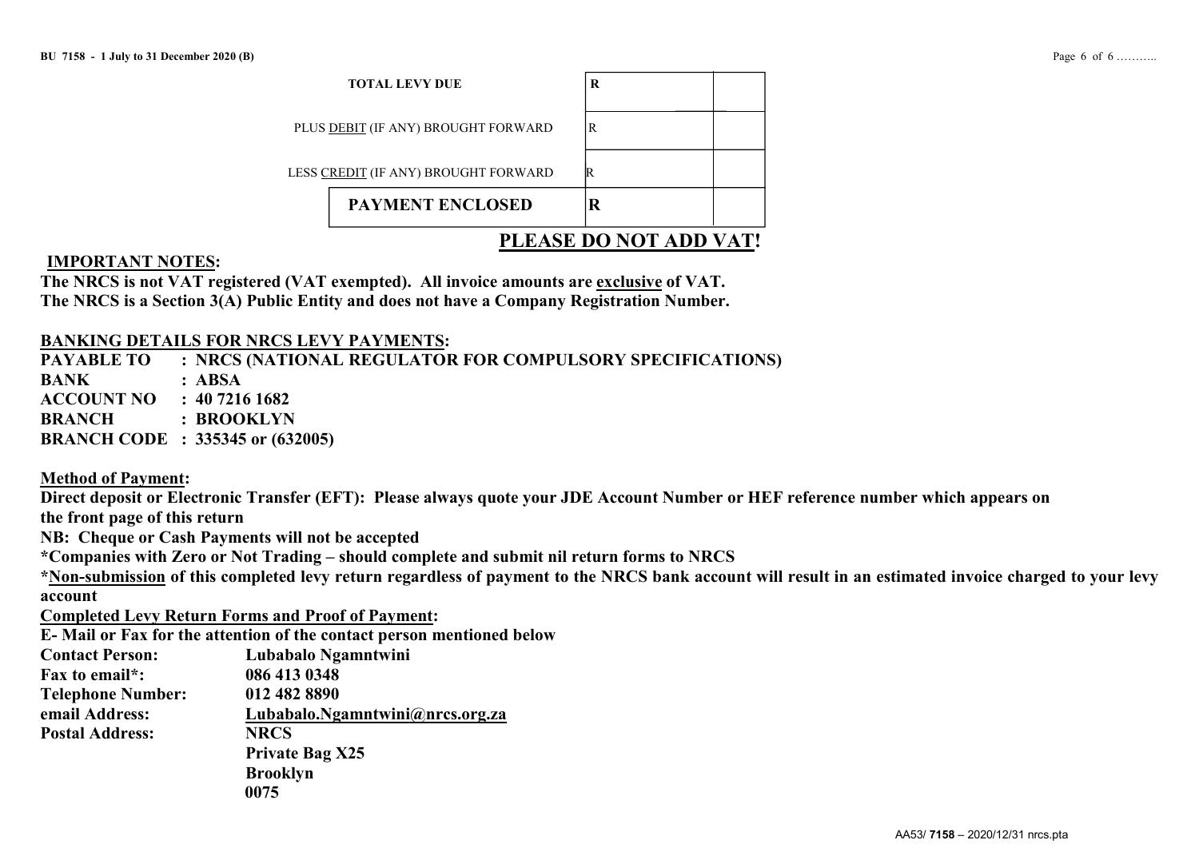| | | |
|---|---|---|
| **TOTAL LEVY DUE** | **R** | |
| PLUS DEBIT (IF ANY) BROUGHT FORWARD | R | |
| LESS CREDIT (IF ANY) BROUGHT FORWARD | R | |
| **PAYMENT ENCLOSED** | **R** | |

**PLEASE DO NOT ADD VAT!**

**IMPORTANT NOTES:**

**The NRCS is not VAT registered (VAT exempted). All invoice amounts are exclusive of VAT.**
**The NRCS is a Section 3(A) Public Entity and does not have a Company Registration Number.**

**BANKING DETAILS FOR NRCS LEVY PAYMENTS:**

**PAYABLE TO : NRCS (NATIONAL REGULATOR FOR COMPULSORY SPECIFICATIONS)**
**BANK : ABSA**
**ACCOUNT NO : 40 7216 1682**
**BRANCH : BROOKLYN**
**BRANCH CODE : 335345 or (632005)**

**Method of Payment:**

**Direct deposit or Electronic Transfer (EFT): Please always quote your JDE Account Number or HEF reference number which appears on the front page of this return**

**NB: Cheque or Cash Payments will not be accepted**

**\*Companies with Zero or Not Trading – should complete and submit nil return forms to NRCS**

**\*Non-submission of this completed levy return regardless of payment to the NRCS bank account will result in an estimated invoice charged to your levy account**

**Completed Levy Return Forms and Proof of Payment:**

**E- Mail or Fax for the attention of the contact person mentioned below**

**Contact Person:** **Lubabalo Ngamntwini**
**Fax to email\*:** **086 413 0348**
**Telephone Number:** **012 482 8890**
**email Address:** **Lubabalo.Ngamntwini@nrcs.org.za**
**Postal Address:** **NRCS**
**Private Bag X25**
**Brooklyn**
**0075**

AA53/ **7158** – 2020/12/31 nrcs.pta